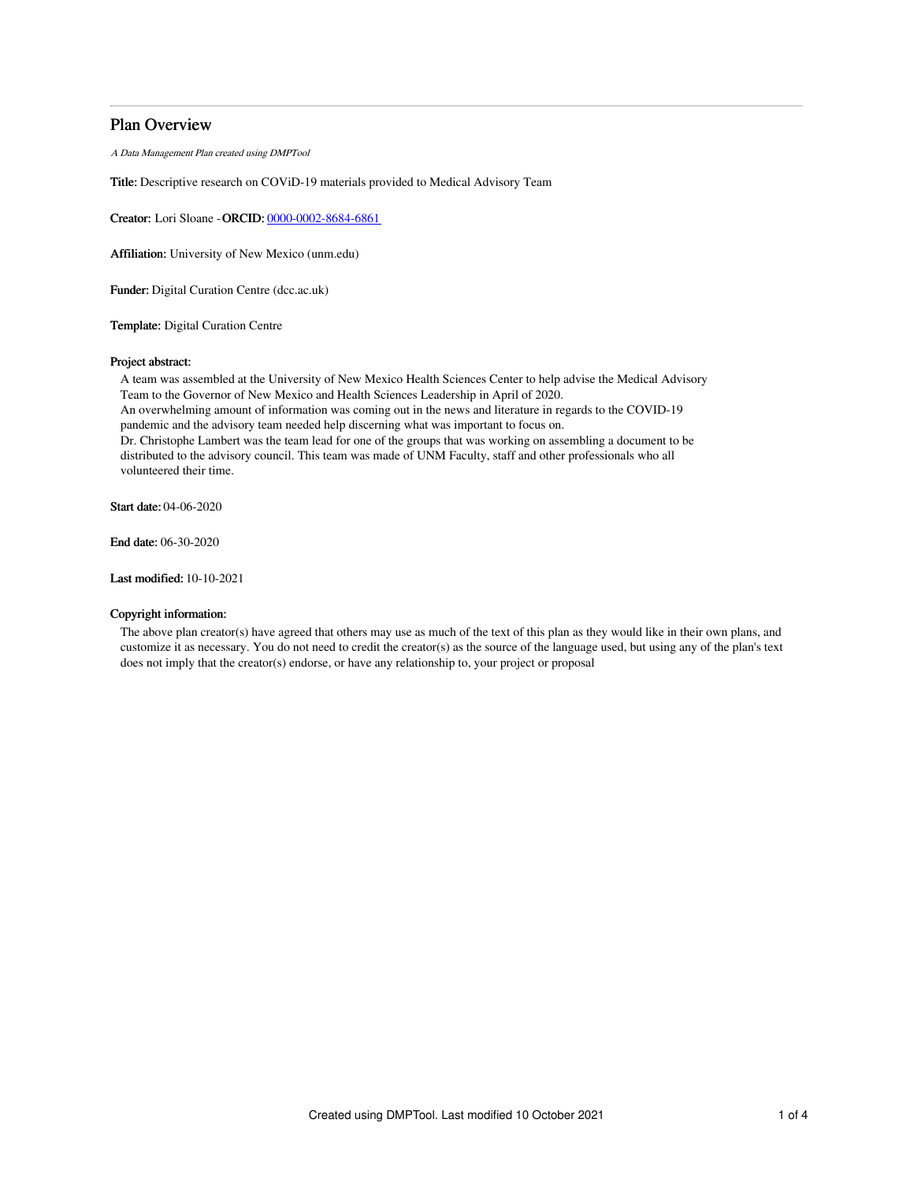# Plan Overview

*A Data Management Plan created using DMPTool*

**Title:** Descriptive research on COViD-19 materials provided to Medical Advisory Team

**Creator:** Lori Sloane - **ORCID:** [0000-0002-8684-6861](https://orcid.org/0000-0002-8684-6861)

**Affiliation:** University of New Mexico (unm.edu)

**Funder:** Digital Curation Centre (dcc.ac.uk)

**Template:** Digital Curation Centre

**Project abstract:**

A team was assembled at the University of New Mexico Health Sciences Center to help advise the Medical Advisory Team to the Governor of New Mexico and Health Sciences Leadership in April of 2020.
An overwhelming amount of information was coming out in the news and literature in regards to the COVID-19 pandemic and the advisory team needed help discerning what was important to focus on.
Dr. Christophe Lambert was the team lead for one of the groups that was working on assembling a document to be distributed to the advisory council. This team was made of UNM Faculty, staff and other professionals who all volunteered their time.

**Start date:** 04-06-2020

**End date:** 06-30-2020

**Last modified:** 10-10-2021

**Copyright information:**

The above plan creator(s) have agreed that others may use as much of the text of this plan as they would like in their own plans, and customize it as necessary. You do not need to credit the creator(s) as the source of the language used, but using any of the plan's text does not imply that the creator(s) endorse, or have any relationship to, your project or proposal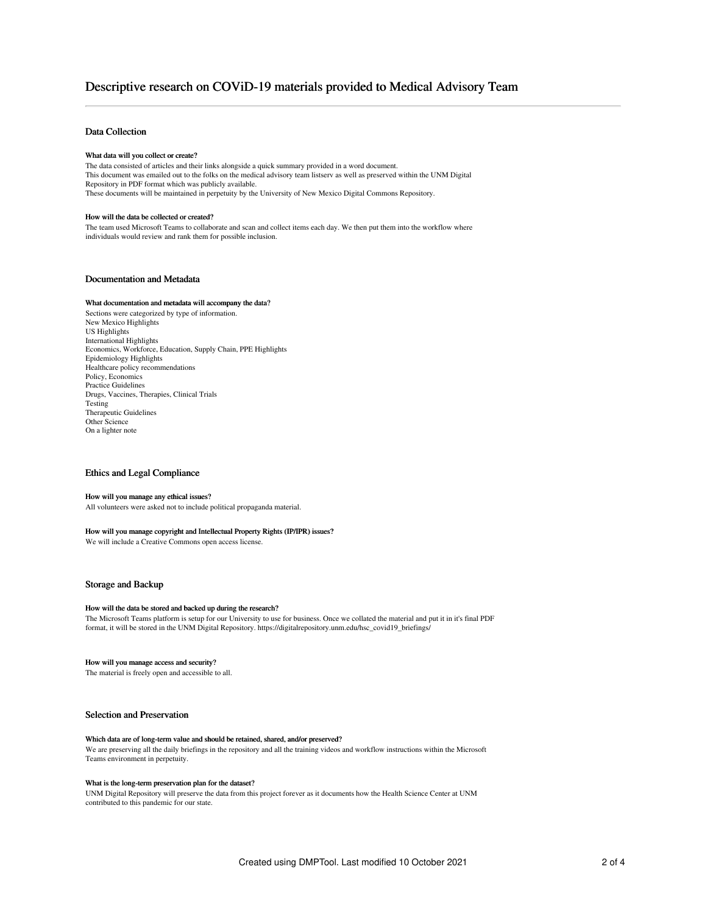# Descriptive research on COViD-19 materials provided to Medical Advisory Team

## Data Collection

### What data will you collect or create?

The data consisted of articles and their links alongside a quick summary provided in a word document.
This document was emailed out to the folks on the medical advisory team listserv as well as preserved within the UNM Digital Repository in PDF format which was publicly available.
These documents will be maintained in perpetuity by the University of New Mexico Digital Commons Repository.

### How will the data be collected or created?

The team used Microsoft Teams to collaborate and scan and collect items each day. We then put them into the workflow where individuals would review and rank them for possible inclusion.

## Documentation and Metadata

### What documentation and metadata will accompany the data?

Sections were categorized by type of information.
New Mexico Highlights
US Highlights
International Highlights
Economics, Workforce, Education, Supply Chain, PPE Highlights
Epidemiology Highlights
Healthcare policy recommendations
Policy, Economics
Practice Guidelines
Drugs, Vaccines, Therapies, Clinical Trials
Testing
Therapeutic Guidelines
Other Science
On a lighter note

## Ethics and Legal Compliance

### How will you manage any ethical issues?

All volunteers were asked not to include political propaganda material.

### How will you manage copyright and Intellectual Property Rights (IP/IPR) issues?

We will include a Creative Commons open access license.

## Storage and Backup

### How will the data be stored and backed up during the research?

The Microsoft Teams platform is setup for our University to use for business. Once we collated the material and put it in it's final PDF format, it will be stored in the UNM Digital Repository. https://digitalrepository.unm.edu/hsc_covid19_briefings/

### How will you manage access and security?

The material is freely open and accessible to all.

## Selection and Preservation

### Which data are of long-term value and should be retained, shared, and/or preserved?

We are preserving all the daily briefings in the repository and all the training videos and workflow instructions within the Microsoft Teams environment in perpetuity.

### What is the long-term preservation plan for the dataset?

UNM Digital Repository will preserve the data from this project forever as it documents how the Health Science Center at UNM contributed to this pandemic for our state.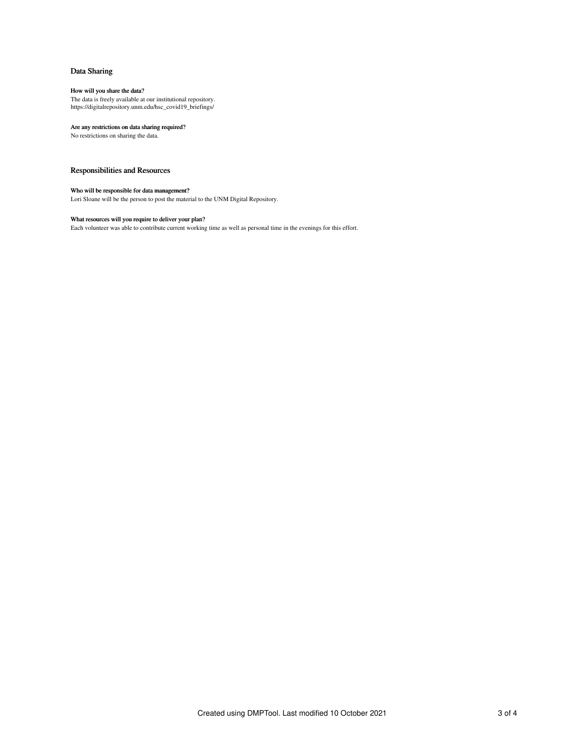## Data Sharing

**How will you share the data?**

The data is freely available at our institutional repository.
https://digitalrepository.unm.edu/hsc_covid19_briefings/

**Are any restrictions on data sharing required?**

No restrictions on sharing the data.

## Responsibilities and Resources

**Who will be responsible for data management?**

Lori Sloane will be the person to post the material to the UNM Digital Repository.

**What resources will you require to deliver your plan?**

Each volunteer was able to contribute current working time as well as personal time in the evenings for this effort.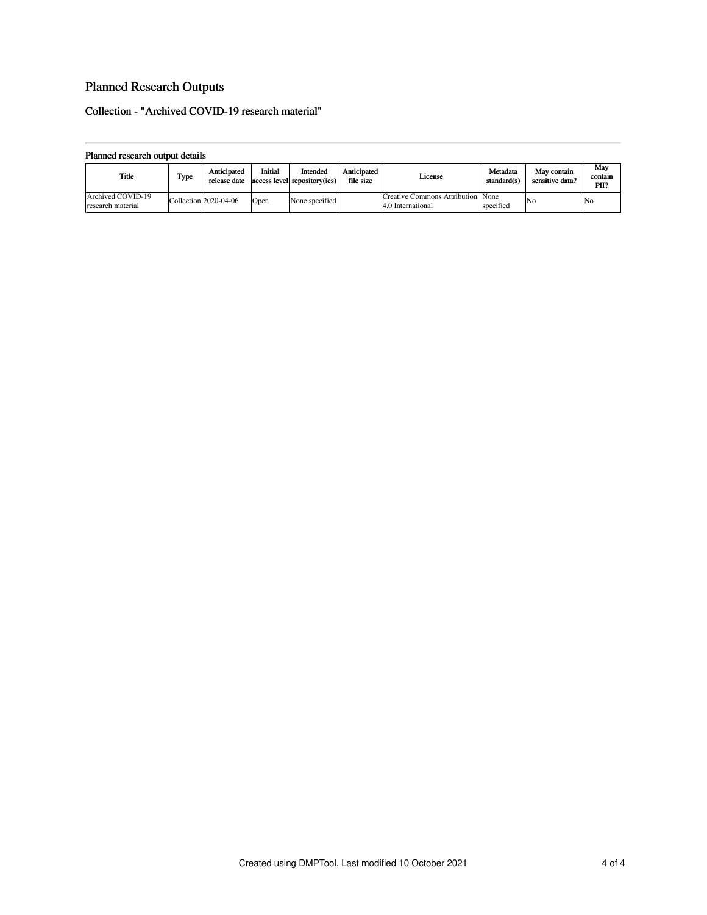## Planned Research Outputs

### Collection - "Archived COVID-19 research material"

#### Planned research output details

| Title | Type | Anticipated release date | Initial access level | Intended repository(ies) | Anticipated file size | License | Metadata standard(s) | May contain sensitive data? | May contain PII? |
|---|---|---|---|---|---|---|---|---|---|
| Archived COVID-19 research material | Collection | 2020-04-06 | Open | None specified | | Creative Commons Attribution 4.0 International | None specified | No | No |